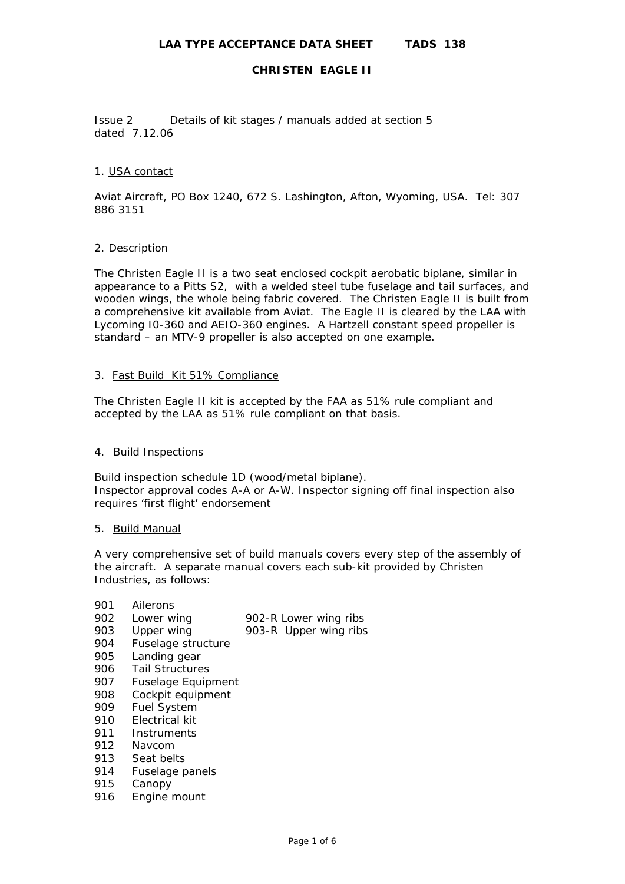# LAA TYPE ACCEPTANCE DATA SHEET TADS 138

## CHRISTEN EAGLE II

Issue 2 Details of kit stages / manuals added at section 5
dated 7.12.06

### 1. USA contact

Aviat Aircraft, PO Box 1240, 672 S. Lashington, Afton, Wyoming, USA. Tel: 307 886 3151

### 2. Description

The Christen Eagle II is a two seat enclosed cockpit aerobatic biplane, similar in appearance to a Pitts S2, with a welded steel tube fuselage and tail surfaces, and wooden wings, the whole being fabric covered. The Christen Eagle II is built from a comprehensive kit available from Aviat. The Eagle II is cleared by the LAA with Lycoming I0-360 and AEIO-360 engines. A Hartzell constant speed propeller is standard – an MTV-9 propeller is also accepted on one example.

### 3. Fast Build Kit 51% Compliance

The Christen Eagle II kit is accepted by the FAA as 51% rule compliant and accepted by the LAA as 51% rule compliant on that basis.

### 4. Build Inspections

Build inspection schedule 1D (wood/metal biplane).
Inspector approval codes A-A or A-W. Inspector signing off final inspection also requires 'first flight' endorsement

### 5. Build Manual

A very comprehensive set of build manuals covers every step of the assembly of the aircraft. A separate manual covers each sub-kit provided by Christen Industries, as follows:

| | | |
|---|---|---|
| 901 | Ailerons | |
| 902 | Lower wing | 902-R Lower wing ribs |
| 903 | Upper wing | 903-R Upper wing ribs |
| 904 | Fuselage structure | |
| 905 | Landing gear | |
| 906 | Tail Structures | |
| 907 | Fuselage Equipment | |
| 908 | Cockpit equipment | |
| 909 | Fuel System | |
| 910 | Electrical kit | |
| 911 | Instruments | |
| 912 | Navcom | |
| 913 | Seat belts | |
| 914 | Fuselage panels | |
| 915 | Canopy | |
| 916 | Engine mount | |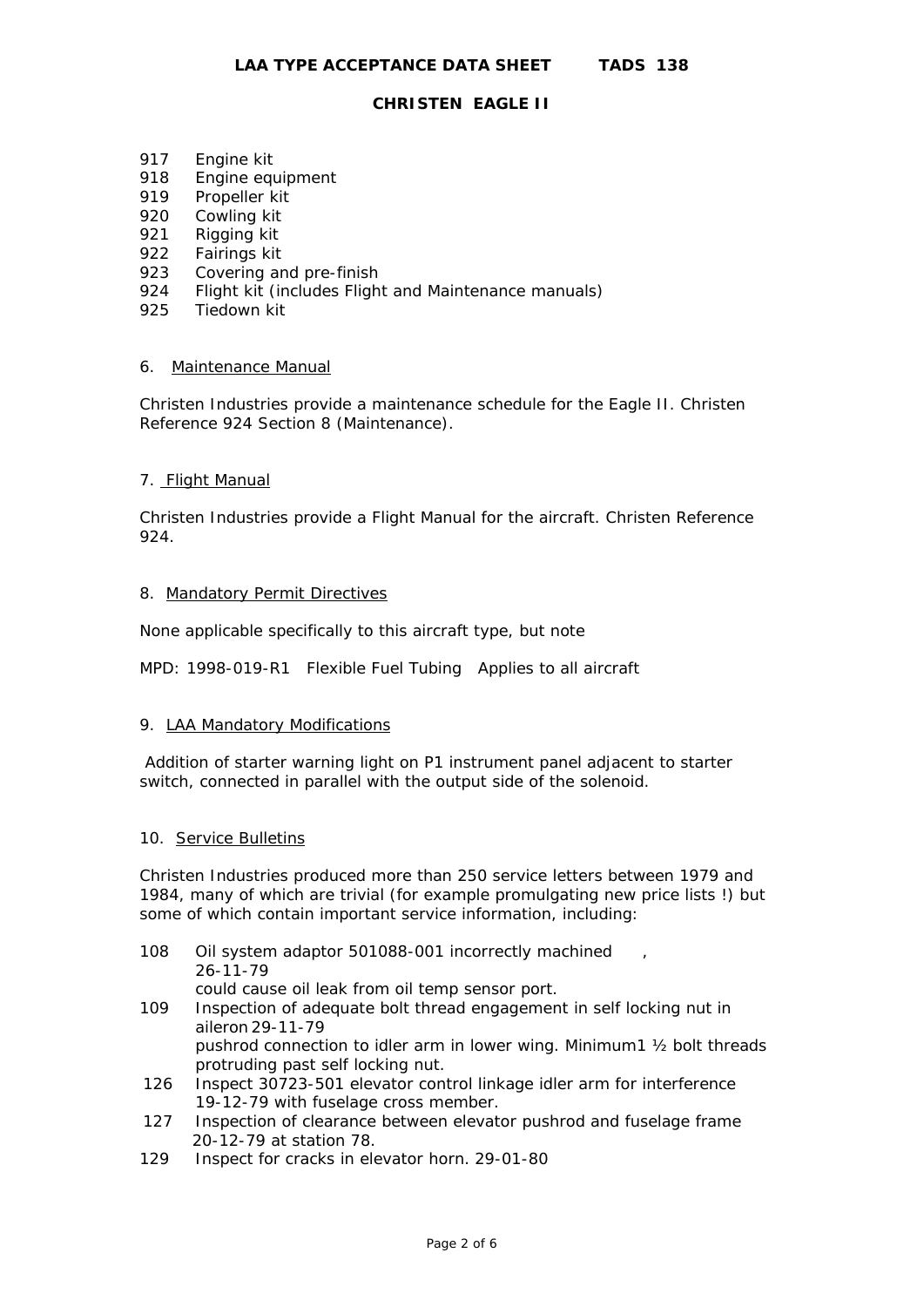917 Engine kit
918 Engine equipment
919 Propeller kit
920 Cowling kit
921 Rigging kit
922 Fairings kit
923 Covering and pre-finish
924 Flight kit (includes Flight and Maintenance manuals)
925 Tiedown kit

## 6. Maintenance Manual

Christen Industries provide a maintenance schedule for the Eagle II. Christen Reference 924 Section 8 (Maintenance).

## 7. Flight Manual

Christen Industries provide a Flight Manual for the aircraft. Christen Reference 924.

## 8. Mandatory Permit Directives

None applicable specifically to this aircraft type, but note

MPD: 1998-019-R1 Flexible Fuel Tubing Applies to all aircraft

## 9. LAA Mandatory Modifications

Addition of starter warning light on P1 instrument panel adjacent to starter switch, connected in parallel with the output side of the solenoid.

## 10. Service Bulletins

Christen Industries produced more than 250 service letters between 1979 and 1984, many of which are trivial (for example promulgating new price lists !) but some of which contain important service information, including:

108 Oil system adaptor 501088-001 incorrectly machined , 26-11-79
could cause oil leak from oil temp sensor port.

109 Inspection of adequate bolt thread engagement in self locking nut in aileron 29-11-79
pushrod connection to idler arm in lower wing. Minimum 1 ½ bolt threads protruding past self locking nut.

126 Inspect 30723-501 elevator control linkage idler arm for interference 19-12-79 with fuselage cross member.

127 Inspection of clearance between elevator pushrod and fuselage frame 20-12-79 at station 78.

129 Inspect for cracks in elevator horn. 29-01-80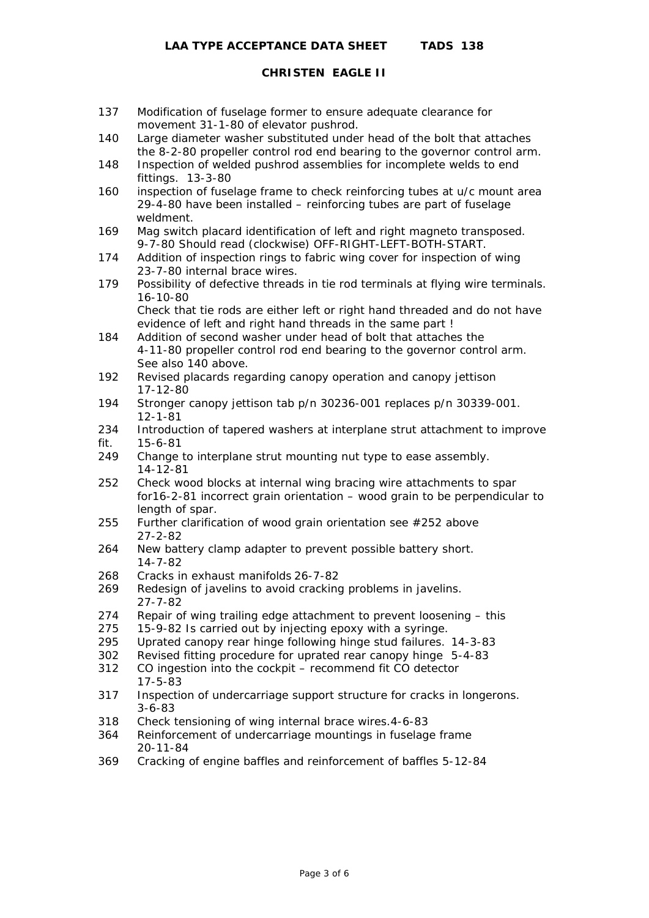**LAA TYPE ACCEPTANCE DATA SHEET TADS 138**

**CHRISTEN EAGLE II**

137 Modification of fuselage former to ensure adequate clearance for movement 31-1-80 of elevator pushrod.

140 Large diameter washer substituted under head of the bolt that attaches the 8-2-80 propeller control rod end bearing to the governor control arm.

148 Inspection of welded pushrod assemblies for incomplete welds to end fittings. 13-3-80

160 inspection of fuselage frame to check reinforcing tubes at u/c mount area 29-4-80 have been installed – reinforcing tubes are part of fuselage weldment.

169 Mag switch placard identification of left and right magneto transposed. 9-7-80 Should read (clockwise) OFF-RIGHT-LEFT-BOTH-START.

174 Addition of inspection rings to fabric wing cover for inspection of wing 23-7-80 internal brace wires.

179 Possibility of defective threads in tie rod terminals at flying wire terminals. 16-10-80
Check that tie rods are either left or right hand threaded and do not have evidence of left and right hand threads in the same part !

184 Addition of second washer under head of bolt that attaches the 4-11-80 propeller control rod end bearing to the governor control arm. See also 140 above.

192 Revised placards regarding canopy operation and canopy jettison 17-12-80

194 Stronger canopy jettison tab p/n 30236-001 replaces p/n 30339-001. 12-1-81

234 Introduction of tapered washers at interplane strut attachment to improve fit. 15-6-81

249 Change to interplane strut mounting nut type to ease assembly. 14-12-81

252 Check wood blocks at internal wing bracing wire attachments to spar for16-2-81 incorrect grain orientation – wood grain to be perpendicular to length of spar.

255 Further clarification of wood grain orientation see #252 above 27-2-82

264 New battery clamp adapter to prevent possible battery short. 14-7-82

268 Cracks in exhaust manifolds 26-7-82

269 Redesign of javelins to avoid cracking problems in javelins. 27-7-82

274 Repair of wing trailing edge attachment to prevent loosening – this
275 15-9-82 Is carried out by injecting epoxy with a syringe.

295 Uprated canopy rear hinge following hinge stud failures. 14-3-83

302 Revised fitting procedure for uprated rear canopy hinge 5-4-83

312 CO ingestion into the cockpit – recommend fit CO detector 17-5-83

317 Inspection of undercarriage support structure for cracks in longerons. 3-6-83

318 Check tensioning of wing internal brace wires.4-6-83

364 Reinforcement of undercarriage mountings in fuselage frame 20-11-84

369 Cracking of engine baffles and reinforcement of baffles 5-12-84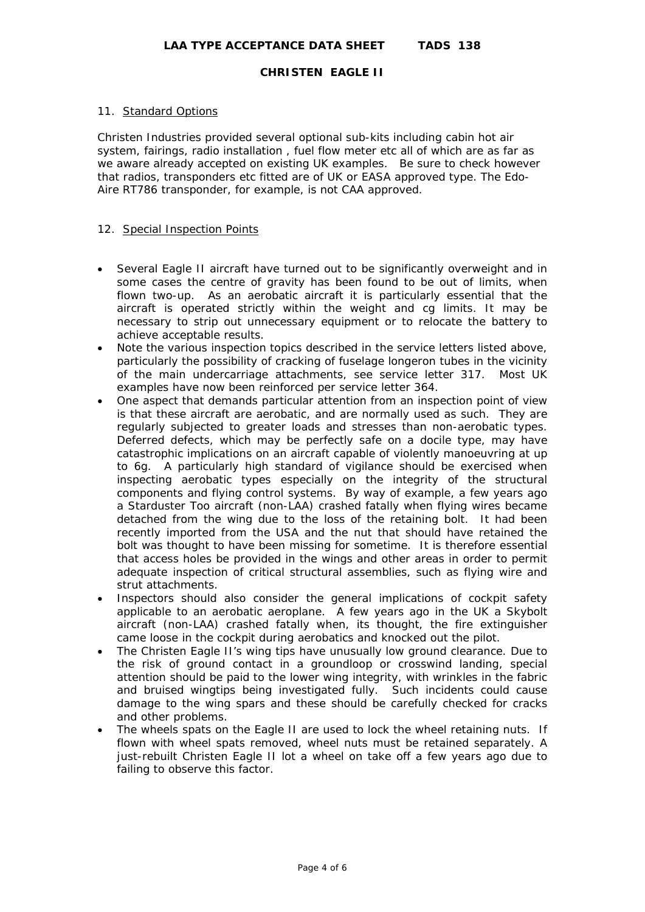## 11. Standard Options

Christen Industries provided several optional sub-kits including cabin hot air system, fairings, radio installation , fuel flow meter etc all of which are as far as we aware already accepted on existing UK examples. Be sure to check however that radios, transponders etc fitted are of UK or EASA approved type. The Edo-Aire RT786 transponder, for example, is not CAA approved.

## 12. Special Inspection Points

- Several Eagle II aircraft have turned out to be significantly overweight and in some cases the centre of gravity has been found to be out of limits, when flown two-up. As an aerobatic aircraft it is particularly essential that the aircraft is operated strictly within the weight and cg limits. It may be necessary to strip out unnecessary equipment or to relocate the battery to achieve acceptable results.
- Note the various inspection topics described in the service letters listed above, particularly the possibility of cracking of fuselage longeron tubes in the vicinity of the main undercarriage attachments, see service letter 317. Most UK examples have now been reinforced per service letter 364.
- One aspect that demands particular attention from an inspection point of view is that these aircraft are aerobatic, and are normally used as such. They are regularly subjected to greater loads and stresses than non-aerobatic types. Deferred defects, which may be perfectly safe on a docile type, may have catastrophic implications on an aircraft capable of violently manoeuvring at up to 6g. A particularly high standard of vigilance should be exercised when inspecting aerobatic types especially on the integrity of the structural components and flying control systems. By way of example, a few years ago a Starduster Too aircraft (non-LAA) crashed fatally when flying wires became detached from the wing due to the loss of the retaining bolt. It had been recently imported from the USA and the nut that should have retained the bolt was thought to have been missing for sometime. It is therefore essential that access holes be provided in the wings and other areas in order to permit adequate inspection of critical structural assemblies, such as flying wire and strut attachments.
- Inspectors should also consider the general implications of cockpit safety applicable to an aerobatic aeroplane. A few years ago in the UK a Skybolt aircraft (non-LAA) crashed fatally when, its thought, the fire extinguisher came loose in the cockpit during aerobatics and knocked out the pilot.
- The Christen Eagle II's wing tips have unusually low ground clearance. Due to the risk of ground contact in a groundloop or crosswind landing, special attention should be paid to the lower wing integrity, with wrinkles in the fabric and bruised wingtips being investigated fully. Such incidents could cause damage to the wing spars and these should be carefully checked for cracks and other problems.
- The wheels spats on the Eagle II are used to lock the wheel retaining nuts. If flown with wheel spats removed, wheel nuts must be retained separately. A just-rebuilt Christen Eagle II lot a wheel on take off a few years ago due to failing to observe this factor.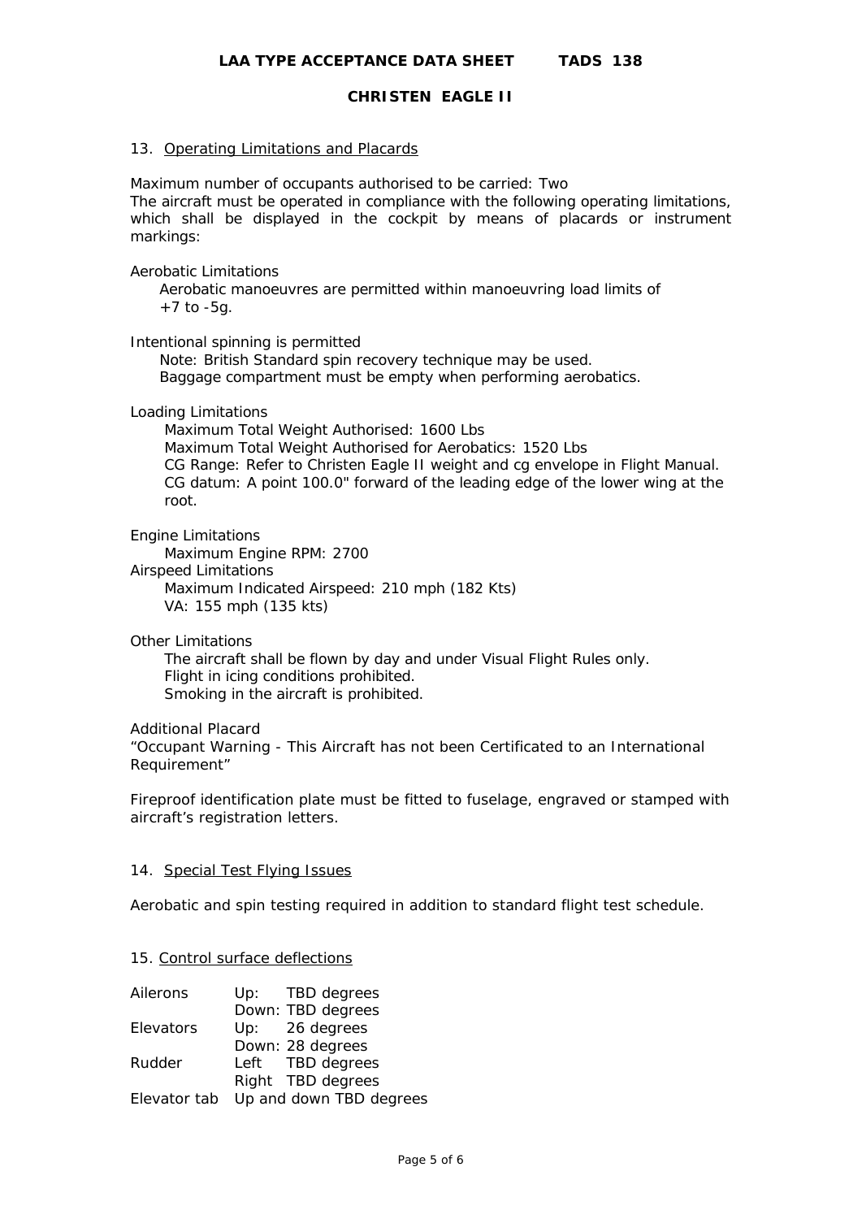## 13. Operating Limitations and Placards

Maximum number of occupants authorised to be carried: Two
The aircraft must be operated in compliance with the following operating limitations, which shall be displayed in the cockpit by means of placards or instrument markings:

Aerobatic Limitations
Aerobatic manoeuvres are permitted within manoeuvring load limits of +7 to -5g.

Intentional spinning is permitted
Note: British Standard spin recovery technique may be used.
Baggage compartment must be empty when performing aerobatics.

Loading Limitations
Maximum Total Weight Authorised: 1600 Lbs
Maximum Total Weight Authorised for Aerobatics: 1520 Lbs
CG Range: Refer to Christen Eagle II weight and cg envelope in Flight Manual.
CG datum: A point 100.0" forward of the leading edge of the lower wing at the root.

Engine Limitations
Maximum Engine RPM: 2700

Airspeed Limitations
Maximum Indicated Airspeed: 210 mph (182 Kts)
VA: 155 mph (135 kts)

Other Limitations
The aircraft shall be flown by day and under Visual Flight Rules only.
Flight in icing conditions prohibited.
Smoking in the aircraft is prohibited.

Additional Placard
"Occupant Warning - This Aircraft has not been Certificated to an International Requirement"

Fireproof identification plate must be fitted to fuselage, engraved or stamped with aircraft's registration letters.

## 14. Special Test Flying Issues

Aerobatic and spin testing required in addition to standard flight test schedule.

## 15. Control surface deflections

| | | |
|---|---|---|
| Ailerons | Up: | TBD degrees |
| | Down: | TBD degrees |
| Elevators | Up: | 26 degrees |
| | Down: | 28 degrees |
| Rudder | Left | TBD degrees |
| | Right | TBD degrees |
| Elevator tab | Up and down TBD degrees | |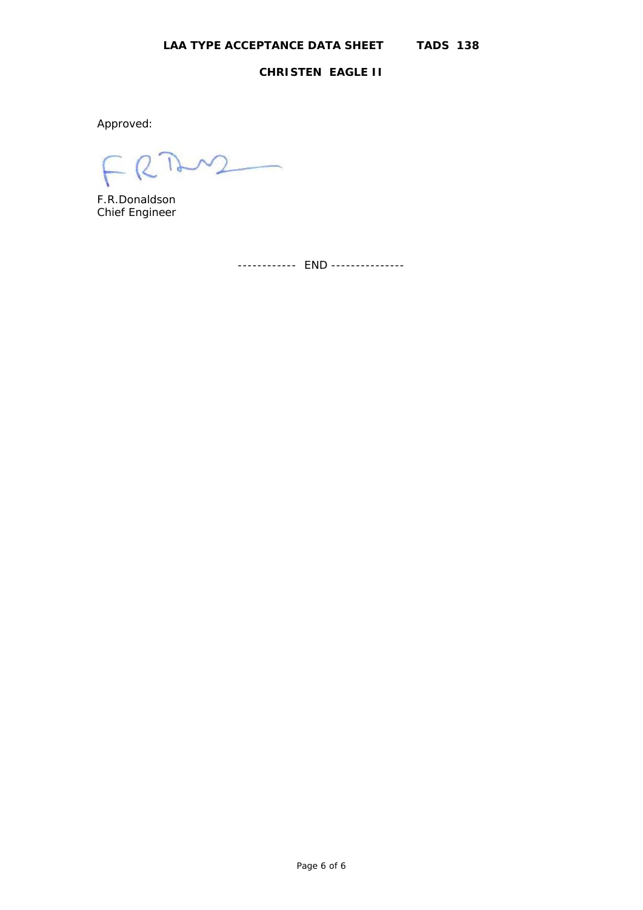Approved:

F.R.Donaldson
Chief Engineer

------------ END ---------------